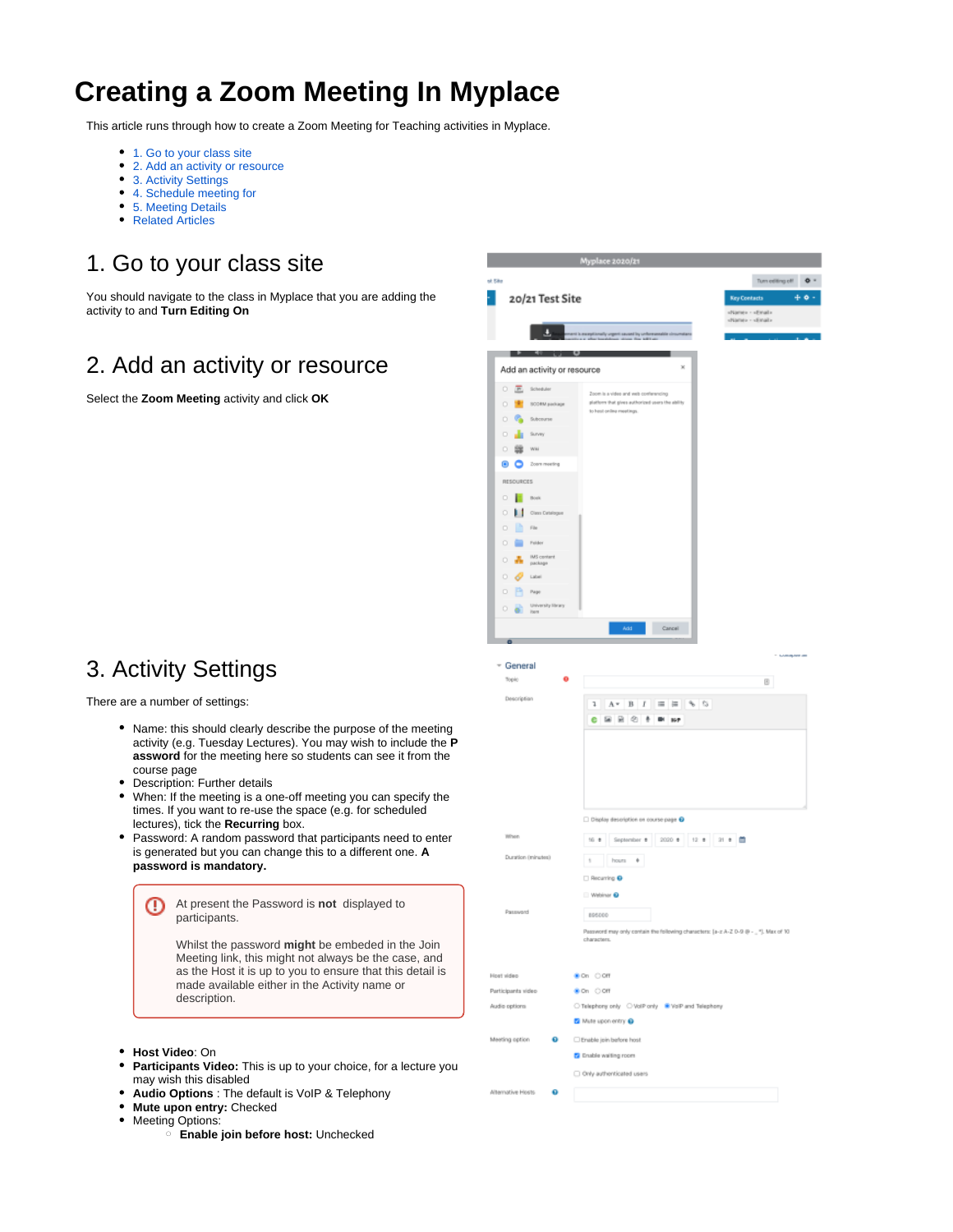# Creating a Zoom Meeting In Myplace

This article runs through how to create a Zoom Meeting for Teaching activities in Myplace.

- 1. Go to your class site
- 2. Add an activity or resource
- 3. Activity Settings
- 4. Schedule meeting for
- 5. Meeting Details
- Related Articles

## 1. Go to your class site

You should navigate to the class in Myplace that you are adding the activity to and **Turn Editing On**

## 2. Add an activity or resource

Select the **Zoom Meeting** activity and click **OK**

## 3. Activity Settings

There are a number of settings:

- Name: this should clearly describe the purpose of the meeting activity (e.g. Tuesday Lectures). You may wish to include the **P assword** for the meeting here so students can see it from the course page
- Description: Further details
- When: If the meeting is a one-off meeting you can specify the times. If you want to re-use the space (e.g. for scheduled lectures), tick the **Recurring** box.
- Password: A random password that participants need to enter is generated but you can change this to a different one. **A password is mandatory.**

> At present the Password is **not** displayed to participants.
>
> Whilst the password **might** be embedded in the Join Meeting link, this might not always be the case, and as the Host it is up to you to ensure that this detail is made available either in the Activity name or description.

- **Host Video**: On
- **Participants Video:** This is up to your choice, for a lecture you may wish this disabled
- **Audio Options** : The default is VoIP & Telephony
- **Mute upon entry:** Checked
- Meeting Options:
  - **Enable join before host:** Unchecked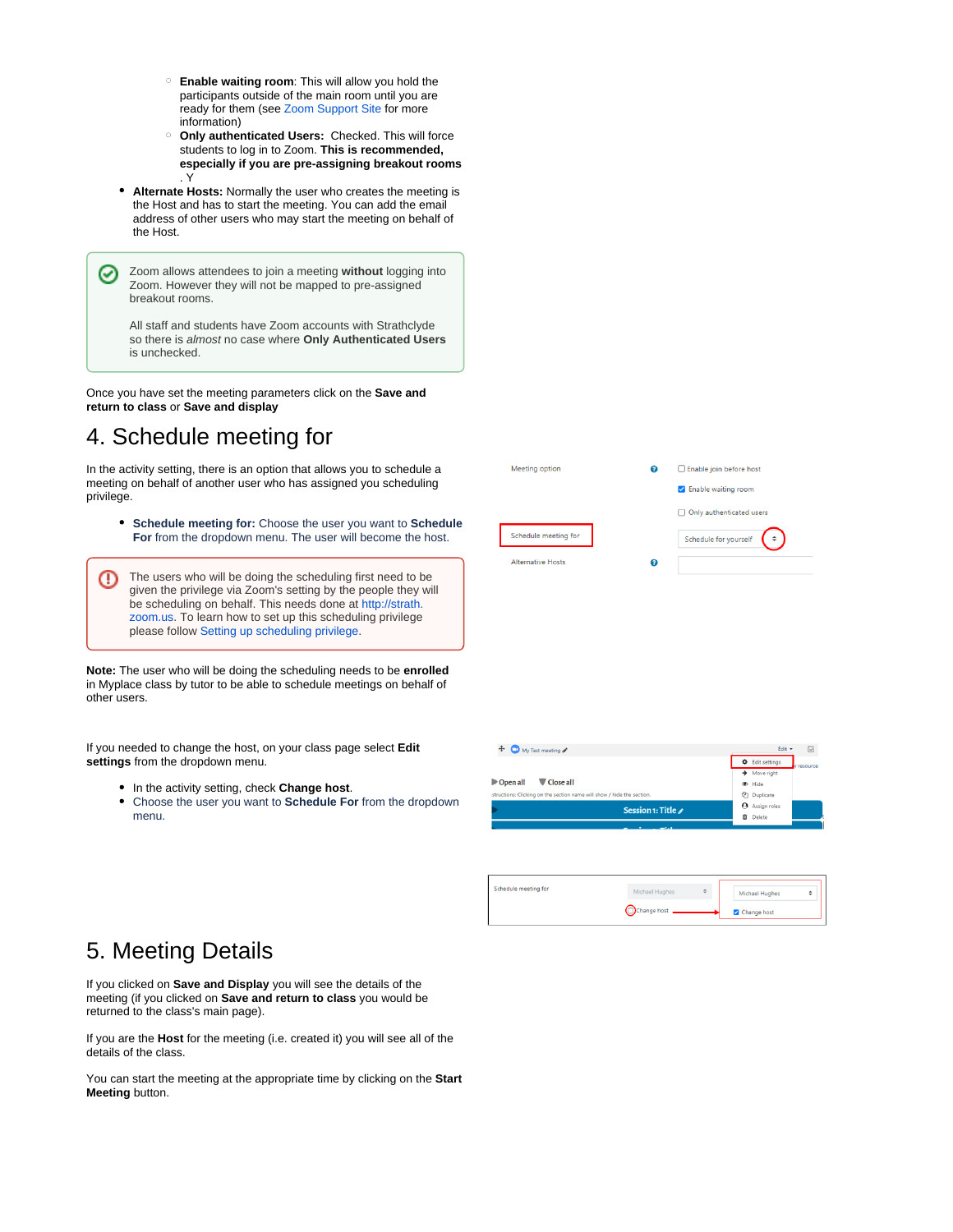- **Enable waiting room**: This will allow you hold the participants outside of the main room until you are ready for them (see Zoom Support Site for more information)
  - **Only authenticated Users:** Checked. This will force students to log in to Zoom. **This is recommended, especially if you are pre-assigning breakout rooms** . Y
- **Alternate Hosts:** Normally the user who creates the meeting is the Host and has to start the meeting. You can add the email address of other users who may start the meeting on behalf of the Host.

> Zoom allows attendees to join a meeting **without** logging into Zoom. However they will not be mapped to pre-assigned breakout rooms.
>
> All staff and students have Zoom accounts with Strathclyde so there is *almost* no case where **Only Authenticated Users** is unchecked.

Once you have set the meeting parameters click on the **Save and return to class** or **Save and display**

# 4. Schedule meeting for

In the activity setting, there is an option that allows you to schedule a meeting on behalf of another user who has assigned you scheduling privilege.

- **Schedule meeting for:** Choose the user you want to **Schedule For** from the dropdown menu. The user will become the host.

> The users who will be doing the scheduling first need to be given the privilege via Zoom's setting by the people they will be scheduling on behalf. This needs done at http://strath.zoom.us. To learn how to set up this scheduling privilege please follow Setting up scheduling privilege.

**Note:** The user who will be doing the scheduling needs to be **enrolled** in Myplace class by tutor to be able to schedule meetings on behalf of other users.

If you needed to change the host, on your class page select **Edit settings** from the dropdown menu.

- In the activity setting, check **Change host**.
- Choose the user you want to **Schedule For** from the dropdown menu.

# 5. Meeting Details

If you clicked on **Save and Display** you will see the details of the meeting (if you clicked on **Save and return to class** you would be returned to the class's main page).

If you are the **Host** for the meeting (i.e. created it) you will see all of the details of the class.

You can start the meeting at the appropriate time by clicking on the **Start Meeting** button.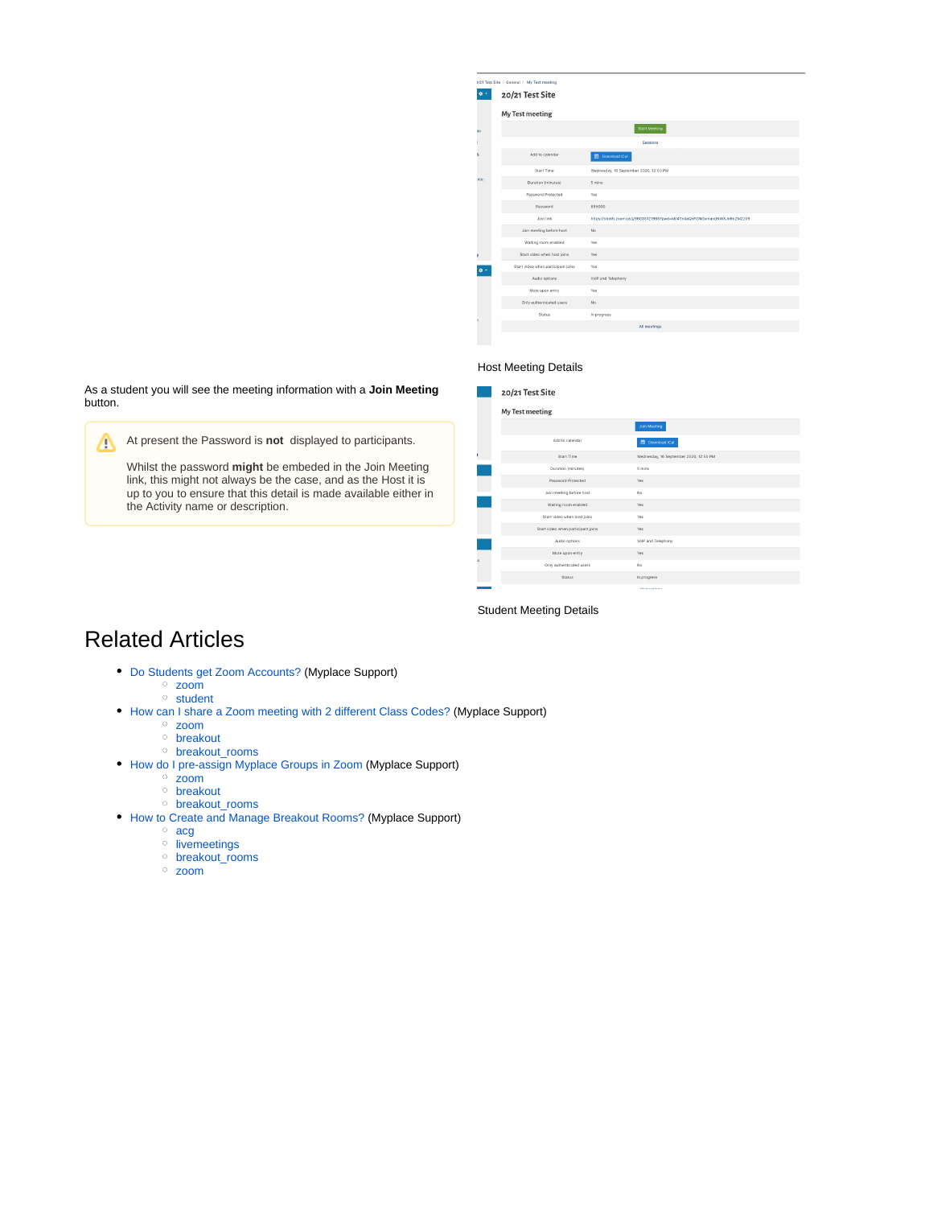Host Meeting Details

As a student you will see the meeting information with a **Join Meeting** button.

> At present the Password is **not** displayed to participants.
>
> Whilst the password **might** be embedded in the Join Meeting link, this might not always be the case, and as the Host it is up to you to ensure that this detail is made available either in the Activity name or description.

Student Meeting Details

# Related Articles

- Do Students get Zoom Accounts? (Myplace Support)
  - zoom
  - student
- How can I share a Zoom meeting with 2 different Class Codes? (Myplace Support)
  - zoom
  - breakout
  - breakout_rooms
- How do I pre-assign Myplace Groups in Zoom (Myplace Support)
  - zoom
  - breakout
  - breakout_rooms
- How to Create and Manage Breakout Rooms? (Myplace Support)
  - acg
  - livemeetings
  - breakout_rooms
  - zoom